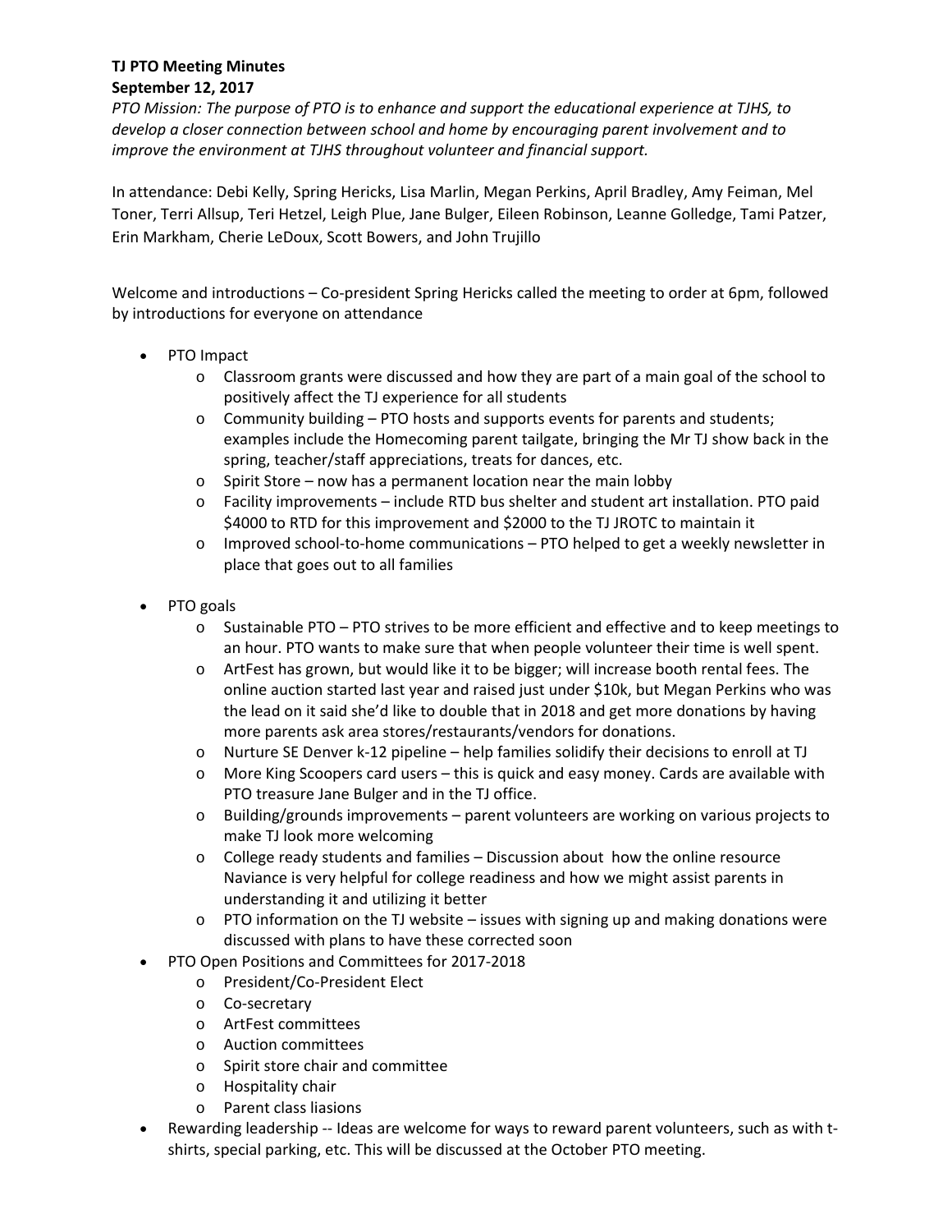**TJ PTO Meeting Minutes**
**September 12, 2017**

*PTO Mission: The purpose of PTO is to enhance and support the educational experience at TJHS, to develop a closer connection between school and home by encouraging parent involvement and to improve the environment at TJHS throughout volunteer and financial support.*

In attendance: Debi Kelly, Spring Hericks, Lisa Marlin, Megan Perkins, April Bradley, Amy Feiman, Mel Toner, Terri Allsup, Teri Hetzel, Leigh Plue, Jane Bulger, Eileen Robinson, Leanne Golledge, Tami Patzer, Erin Markham, Cherie LeDoux, Scott Bowers, and John Trujillo

Welcome and introductions – Co-president Spring Hericks called the meeting to order at 6pm, followed by introductions for everyone on attendance

- PTO Impact
  - Classroom grants were discussed and how they are part of a main goal of the school to positively affect the TJ experience for all students
  - Community building – PTO hosts and supports events for parents and students; examples include the Homecoming parent tailgate, bringing the Mr TJ show back in the spring, teacher/staff appreciations, treats for dances, etc.
  - Spirit Store – now has a permanent location near the main lobby
  - Facility improvements – include RTD bus shelter and student art installation. PTO paid $4000 to RTD for this improvement and $2000 to the TJ JROTC to maintain it
  - Improved school-to-home communications – PTO helped to get a weekly newsletter in place that goes out to all families
- PTO goals
  - Sustainable PTO – PTO strives to be more efficient and effective and to keep meetings to an hour. PTO wants to make sure that when people volunteer their time is well spent.
  - ArtFest has grown, but would like it to be bigger; will increase booth rental fees. The online auction started last year and raised just under $10k, but Megan Perkins who was the lead on it said she'd like to double that in 2018 and get more donations by having more parents ask area stores/restaurants/vendors for donations.
  - Nurture SE Denver k-12 pipeline – help families solidify their decisions to enroll at TJ
  - More King Scoopers card users – this is quick and easy money. Cards are available with PTO treasure Jane Bulger and in the TJ office.
  - Building/grounds improvements – parent volunteers are working on various projects to make TJ look more welcoming
  - College ready students and families – Discussion about how the online resource Naviance is very helpful for college readiness and how we might assist parents in understanding it and utilizing it better
  - PTO information on the TJ website – issues with signing up and making donations were discussed with plans to have these corrected soon
- PTO Open Positions and Committees for 2017-2018
  - President/Co-President Elect
  - Co-secretary
  - ArtFest committees
  - Auction committees
  - Spirit store chair and committee
  - Hospitality chair
  - Parent class liasions
- Rewarding leadership -- Ideas are welcome for ways to reward parent volunteers, such as with t-shirts, special parking, etc. This will be discussed at the October PTO meeting.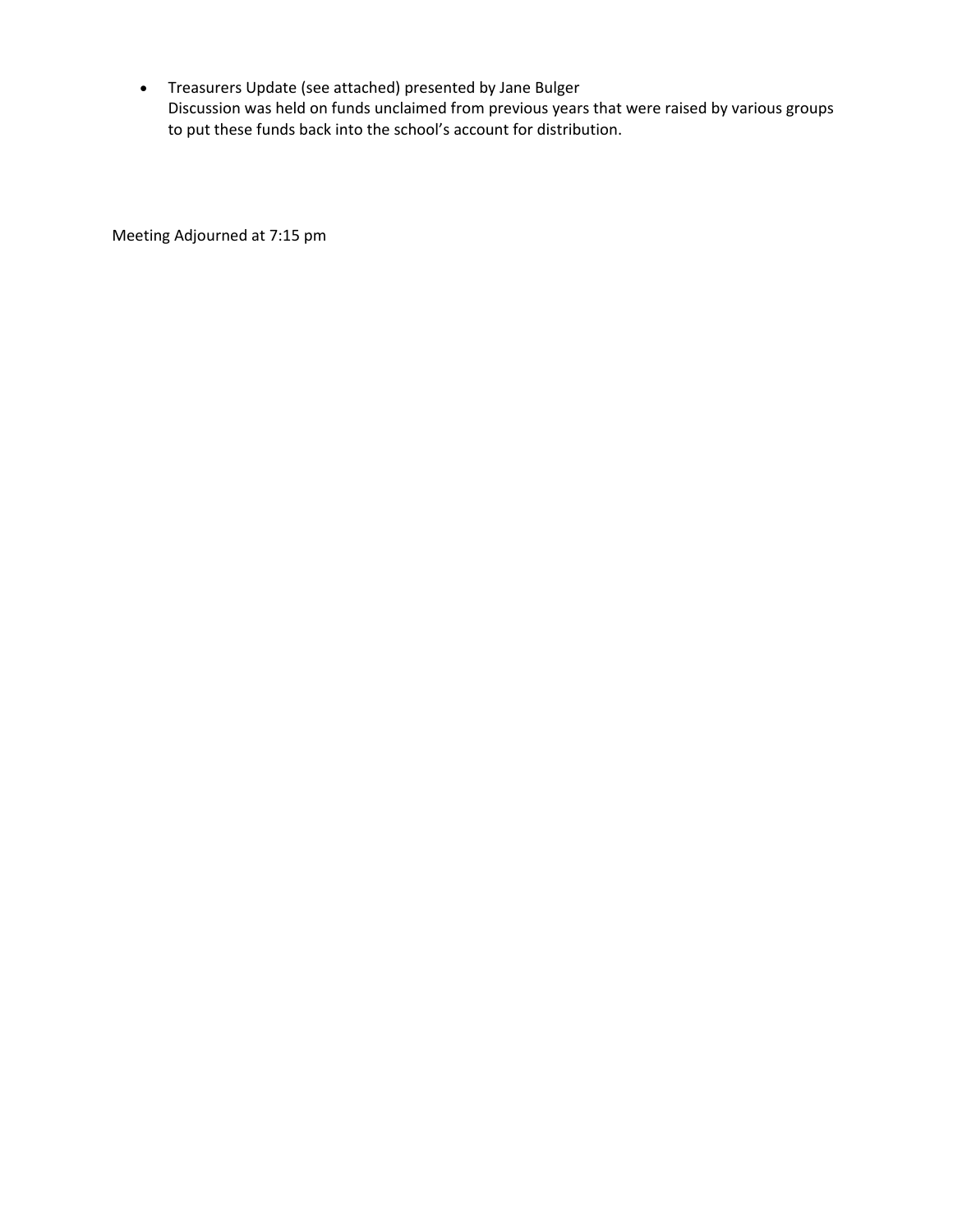- Treasurers Update (see attached) presented by Jane Bulger
  Discussion was held on funds unclaimed from previous years that were raised by various groups to put these funds back into the school's account for distribution.

Meeting Adjourned at 7:15 pm